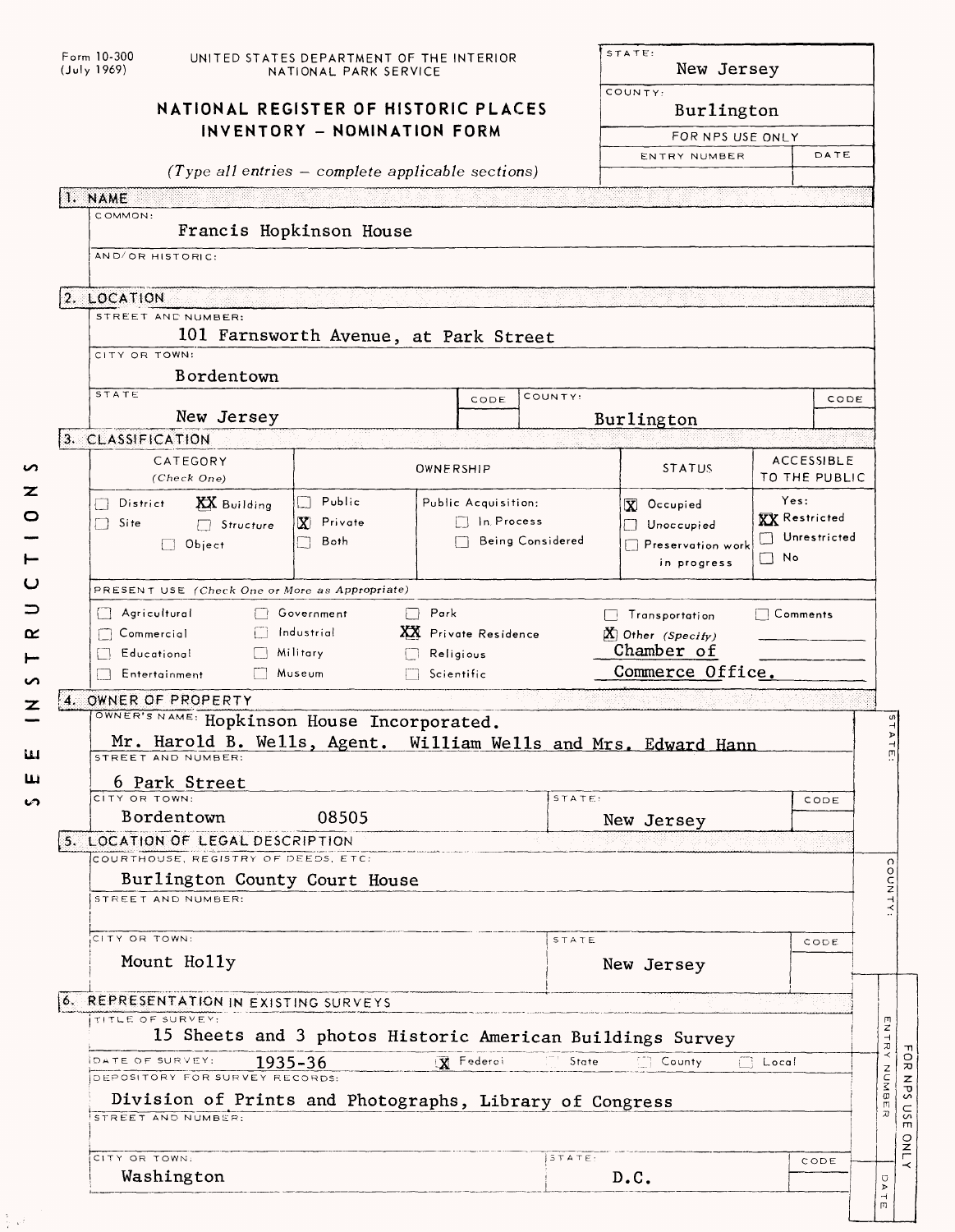Form 10-300 (July 1969)

UNITED STATES DEPARTMENT OF THE INTERIOR
NATIONAL PARK SERVICE

# NATIONAL REGISTER OF HISTORIC PLACES INVENTORY – NOMINATION FORM

*(Type all entries – complete applicable sections)*

| STATE: | |
|---|---|
| New Jersey | |
| COUNTY: | |
| Burlington | |
| FOR NPS USE ONLY | |
| ENTRY NUMBER | DATE |
| | |

## 1. NAME

COMMON:
Francis Hopkinson House

AND/OR HISTORIC:

## 2. LOCATION

STREET AND NUMBER:
101 Farnsworth Avenue, at Park Street

CITY OR TOWN:
Bordentown

| STATE | CODE | COUNTY: | CODE |
|---|---|---|---|
| New Jersey | | Burlington | |

## 3. CLASSIFICATION

| CATEGORY (Check One) | OWNERSHIP | | STATUS | ACCESSIBLE TO THE PUBLIC |
|---|---|---|---|---|
| ☐ District XX Building | ☐ Public | Public Acquisition: | ☒ Occupied | Yes: |
| ☐ Site ☐ Structure | ☒ Private | ☐ In Process | ☐ Unoccupied | XX Restricted |
| ☐ Object | ☐ Both | ☐ Being Considered | ☐ Preservation work in progress | ☐ Unrestricted |
| | | | | ☐ No |

PRESENT USE *(Check One or More as Appropriate)*

| | | | | |
|---|---|---|---|---|
| ☐ Agricultural | ☐ Government | ☐ Park | ☐ Transportation | ☐ Comments |
| ☐ Commercial | ☐ Industrial | XX Private Residence | ☒ Other *(Specify)* | |
| ☐ Educational | ☐ Military | ☐ Religious | Chamber of | |
| ☐ Entertainment | ☐ Museum | ☐ Scientific | Commerce Office. | |

## 4. OWNER OF PROPERTY

OWNER'S NAME: Hopkinson House Incorporated.
Mr. Harold B. Wells, Agent. William Wells and Mrs. Edward Hann

STREET AND NUMBER:
6 Park Street

| CITY OR TOWN: | STATE: | CODE |
|---|---|---|
| Bordentown 08505 | New Jersey | |

## 5. LOCATION OF LEGAL DESCRIPTION

COURTHOUSE, REGISTRY OF DEEDS, ETC:
Burlington County Court House

STREET AND NUMBER:

| CITY OR TOWN: | STATE | CODE |
|---|---|---|
| Mount Holly | New Jersey | |

## 6. REPRESENTATION IN EXISTING SURVEYS

TITLE OF SURVEY:
15 Sheets and 3 photos Historic American Buildings Survey

DATE OF SURVEY: 1935-36 ☒ Federal ☐ State ☐ County ☐ Local

DEPOSITORY FOR SURVEY RECORDS:
Division of Prints and Photographs, Library of Congress

STREET AND NUMBER:

| CITY OR TOWN: | STATE: | CODE |
|---|---|---|
| Washington | D.C. | |

SEE INSTRUCTIONS

STATE: | COUNTY: | FOR NPS USE ONLY: ENTRY NUMBER | DATE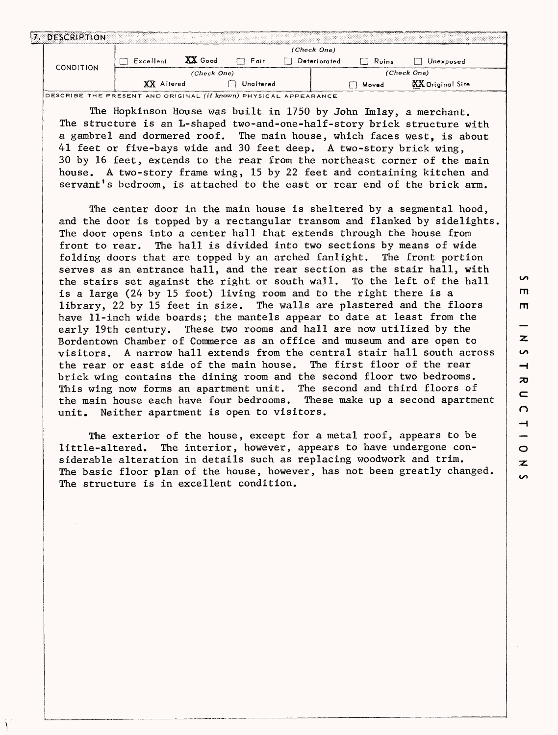## 7. DESCRIPTION

| CONDITION | (Check One) | | | | | |
|---|---|---|---|---|---|---|
| | ☐ Excellent | XX Good | ☐ Fair | ☐ Deteriorated | ☐ Ruins | ☐ Unexposed |
| | (Check One) | | | (Check One) | | |
| | XX Altered | ☐ Unaltered | | ☐ Moved | XX Original Site | |

DESCRIBE THE PRESENT AND ORIGINAL *(if known)* PHYSICAL APPEARANCE

The Hopkinson House was built in 1750 by John Imlay, a merchant. The structure is an L-shaped two-and-one-half-story brick structure with a gambrel and dormered roof. The main house, which faces west, is about 41 feet or five-bays wide and 30 feet deep. A two-story brick wing, 30 by 16 feet, extends to the rear from the northeast corner of the main house. A two-story frame wing, 15 by 22 feet and containing kitchen and servant's bedroom, is attached to the east or rear end of the brick arm.

The center door in the main house is sheltered by a segmental hood, and the door is topped by a rectangular transom and flanked by sidelights. The door opens into a center hall that extends through the house from front to rear. The hall is divided into two sections by means of wide folding doors that are topped by an arched fanlight. The front portion serves as an entrance hall, and the rear section as the stair hall, with the stairs set against the right or south wall. To the left of the hall is a large (24 by 15 foot) living room and to the right there is a library, 22 by 15 feet in size. The walls are plastered and the floors have 11-inch wide boards; the mantels appear to date at least from the early 19th century. These two rooms and hall are now utilized by the Bordentown Chamber of Commerce as an office and museum and are open to visitors. A narrow hall extends from the central stair hall south across the rear or east side of the main house. The first floor of the rear brick wing contains the dining room and the second floor two bedrooms. This wing now forms an apartment unit. The second and third floors of the main house each have four bedrooms. These make up a second apartment unit. Neither apartment is open to visitors.

The exterior of the house, except for a metal roof, appears to be little-altered. The interior, however, appears to have undergone considerable alteration in details such as replacing woodwork and trim. The basic floor plan of the house, however, has not been greatly changed. The structure is in excellent condition.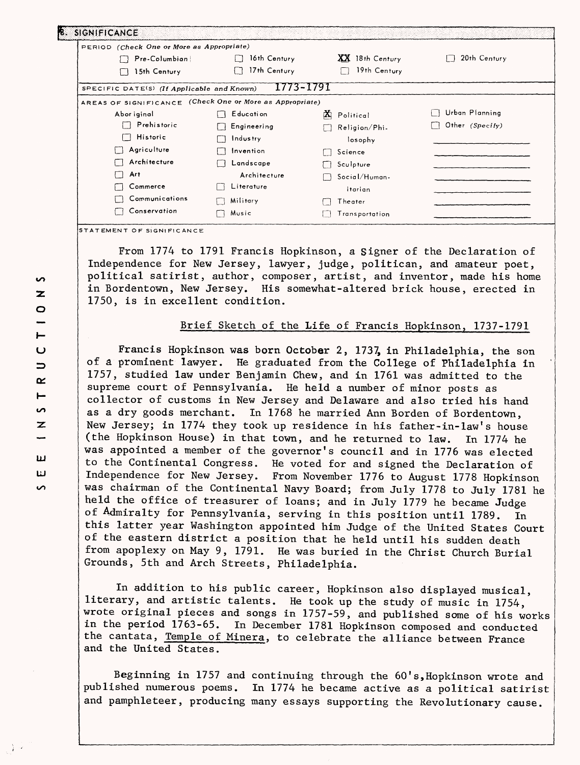## 8. SIGNIFICANCE

PERIOD (Check One or More as Appropriate)

| | | | |
|---|---|---|---|
| ☐ Pre-Columbian | ☐ 16th Century | XX 18th Century | ☐ 20th Century |
| ☐ 15th Century | ☐ 17th Century | ☐ 19th Century | |

SPECIFIC DATE(S) (If Applicable and Known) 1773-1791

AREAS OF SIGNIFICANCE (Check One or More as Appropriate)

| | | | |
|---|---|---|---|
| Aboriginal | ☐ Education | ☒ Political | ☐ Urban Planning |
| ☐ Prehistoric | ☐ Engineering | ☐ Religion/Philosophy | ☐ Other (Specify) |
| ☐ Historic | ☐ Industry | | |
| ☐ Agriculture | ☐ Invention | ☐ Science | |
| ☐ Architecture | ☐ Landscape Architecture | ☐ Sculpture | |
| ☐ Art | | ☐ Social/Humanitarian | |
| ☐ Commerce | ☐ Literature | | |
| ☐ Communications | ☐ Military | ☐ Theater | |
| ☐ Conservation | ☐ Music | ☐ Transportation | |

STATEMENT OF SIGNIFICANCE

From 1774 to 1791 Francis Hopkinson, a Signer of the Declaration of Independence for New Jersey, lawyer, judge, politican, and amateur poet, political satirist, author, composer, artist, and inventor, made his home in Bordentown, New Jersey. His somewhat-altered brick house, erected in 1750, is in excellent condition.

### Brief Sketch of the Life of Francis Hopkinson, 1737-1791

Francis Hopkinson was born October 2, 1737, in Philadelphia, the son of a prominent lawyer. He graduated from the College of Philadelphia in 1757, studied law under Benjamin Chew, and in 1761 was admitted to the supreme court of Pennsylvania. He held a number of minor posts as collector of customs in New Jersey and Delaware and also tried his hand as a dry goods merchant. In 1768 he married Ann Borden of Bordentown, New Jersey; in 1774 they took up residence in his father-in-law's house (the Hopkinson House) in that town, and he returned to law. In 1774 he was appointed a member of the governor's council and in 1776 was elected to the Continental Congress. He voted for and signed the Declaration of Independence for New Jersey. From November 1776 to August 1778 Hopkinson was chairman of the Continental Navy Board; from July 1778 to July 1781 he held the office of treasurer of loans; and in July 1779 he became Judge of Admiralty for Pennsylvania, serving in this position until 1789. In this latter year Washington appointed him Judge of the United States Court of the eastern district a position that he held until his sudden death from apoplexy on May 9, 1791. He was buried in the Christ Church Burial Grounds, 5th and Arch Streets, Philadelphia.

In addition to his public career, Hopkinson also displayed musical, literary, and artistic talents. He took up the study of music in 1754, wrote original pieces and songs in 1757-59, and published some of his works in the period 1763-65. In December 1781 Hopkinson composed and conducted the cantata, Temple of Minera, to celebrate the alliance between France and the United States.

Beginning in 1757 and continuing through the 60's, Hopkinson wrote and published numerous poems. In 1774 he became active as a political satirist and pamphleteer, producing many essays supporting the Revolutionary cause.

SEE INSTRUCTIONS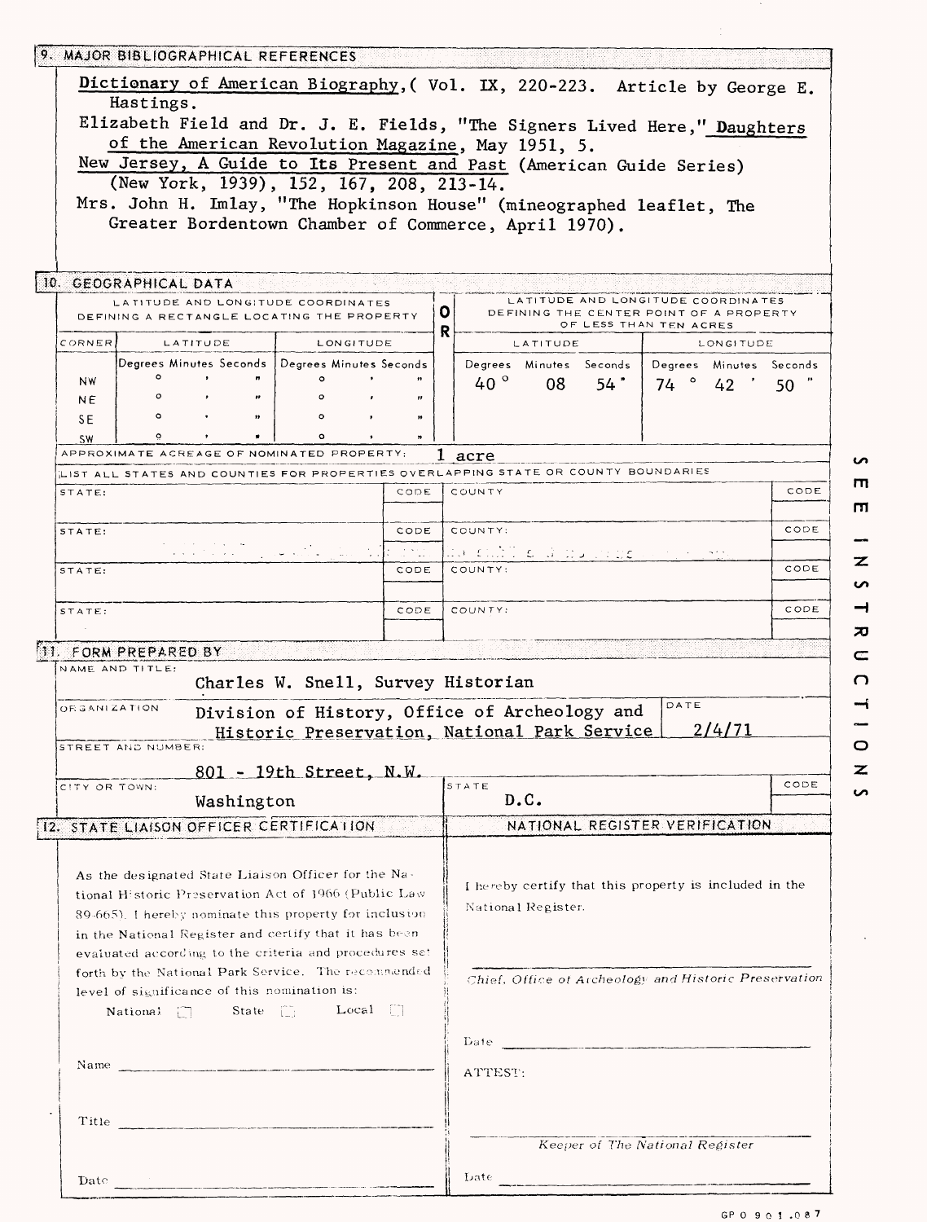## 9. MAJOR BIBLIOGRAPHICAL REFERENCES

Dictionary of American Biography, ( Vol. IX, 220-223. Article by George E. Hastings.

Elizabeth Field and Dr. J. E. Fields, "The Signers Lived Here," Daughters of the American Revolution Magazine, May 1951, 5.

New Jersey, A Guide to Its Present and Past (American Guide Series) (New York, 1939), 152, 167, 208, 213-14.

Mrs. John H. Imlay, "The Hopkinson House" (mineographed leaflet, The Greater Bordentown Chamber of Commerce, April 1970).

## 10. GEOGRAPHICAL DATA

| LATITUDE AND LONGITUDE COORDINATES DEFINING A RECTANGLE LOCATING THE PROPERTY | | | O R | LATITUDE AND LONGITUDE COORDINATES DEFINING THE CENTER POINT OF A PROPERTY OF LESS THAN TEN ACRES | |
|---|---|---|---|---|---|
| CORNER | LATITUDE | LONGITUDE | | LATITUDE | LONGITUDE |
| | Degrees Minutes Seconds | Degrees Minutes Seconds | | Degrees Minutes Seconds | Degrees Minutes Seconds |
| NW | ° ' " | ° ' " | | 40 ° 08 ' 54 " | 74 ° 42 ' 50 " |
| NE | ° ' " | ° ' " | | | |
| SE | ° ' " | ° ' " | | | |
| SW | ° ' " | ° ' " | | | |

APPROXIMATE ACREAGE OF NOMINATED PROPERTY: 1 acre

LIST ALL STATES AND COUNTIES FOR PROPERTIES OVERLAPPING STATE OR COUNTY BOUNDARIES

| STATE: | CODE | COUNTY | CODE |
|---|---|---|---|
| STATE: | CODE | COUNTY: | CODE |
| STATE: | CODE | COUNTY: | CODE |
| STATE: | CODE | COUNTY: | CODE |

## 11. FORM PREPARED BY

NAME AND TITLE: Charles W. Snell, Survey Historian

ORGANIZATION: Division of History, Office of Archeology and Historic Preservation, National Park Service

DATE: 2/4/71

STREET AND NUMBER: 801 - 19th Street, N.W.

CITY OR TOWN: Washington

STATE: D.C.

CODE:

## 12. STATE LIAISON OFFICER CERTIFICATION

As the designated State Liaison Officer for the National Historic Preservation Act of 1966 (Public Law 89-665), I hereby nominate this property for inclusion in the National Register and certify that it has been evaluated according to the criteria and procedures set forth by the National Park Service. The recommended level of significance of this nomination is:

National ☐ State ☐ Local ☐

Name ______________________

Title ______________________

Date ______________________

## NATIONAL REGISTER VERIFICATION

I hereby certify that this property is included in the National Register.

______________________

*Chief, Office of Archeology and Historic Preservation*

Date ______________________

ATTEST:

______________________

*Keeper of The National Register*

Date ______________________

SEE INSTRUCTIONS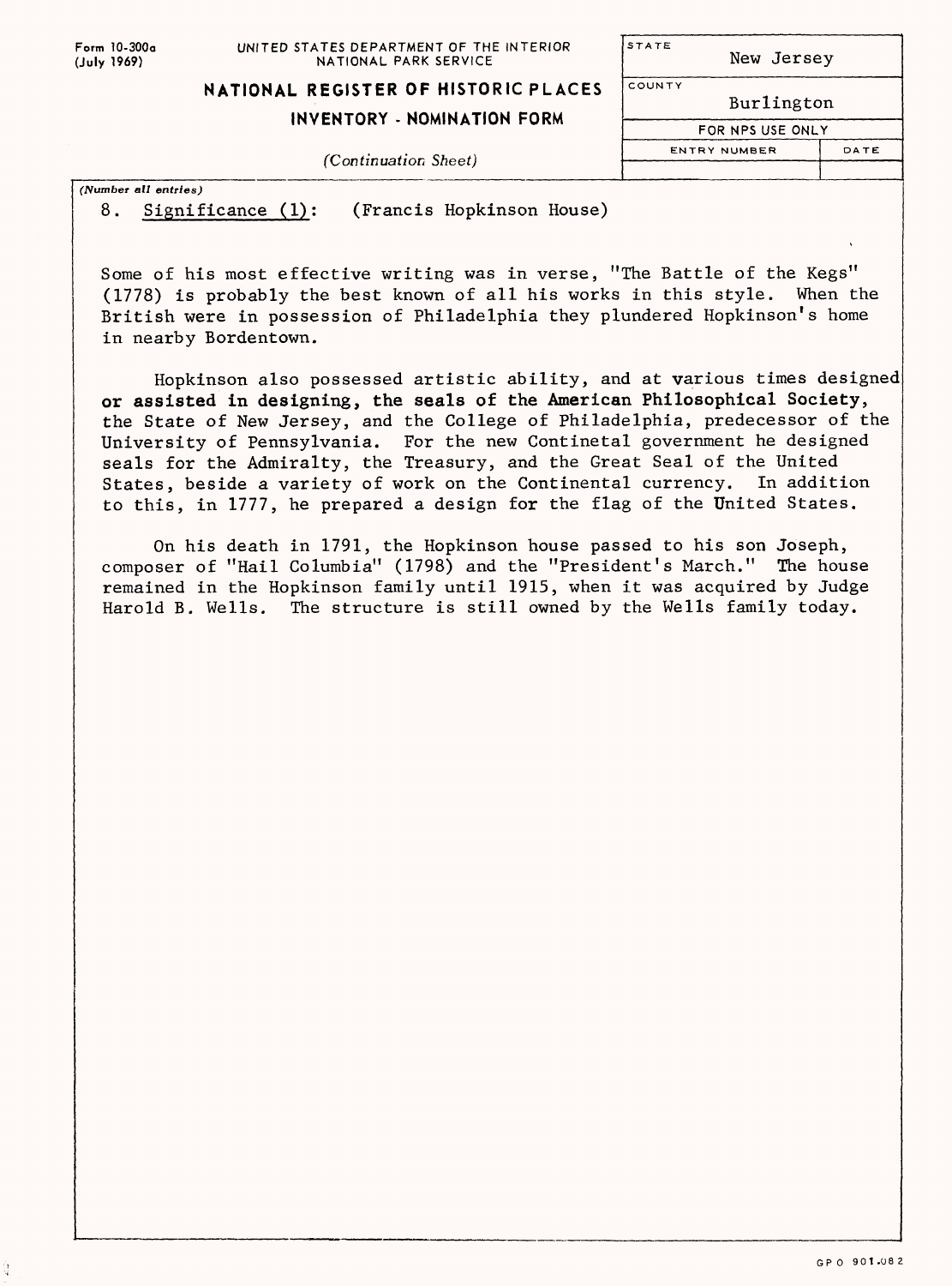Form 10-300a
(July 1969)

UNITED STATES DEPARTMENT OF THE INTERIOR
NATIONAL PARK SERVICE

**NATIONAL REGISTER OF HISTORIC PLACES**
**INVENTORY - NOMINATION FORM**

*(Continuation Sheet)*

| | |
|---|---|
| STATE | New Jersey |
| COUNTY | Burlington |
| FOR NPS USE ONLY | |
| ENTRY NUMBER | DATE |

*(Number all entries)*

8. Significance (1): (Francis Hopkinson House)

Some of his most effective writing was in verse, "The Battle of the Kegs" (1778) is probably the best known of all his works in this style. When the British were in possession of Philadelphia they plundered Hopkinson's home in nearby Bordentown.

Hopkinson also possessed artistic ability, and at various times designed or assisted in designing, the seals of the American Philosophical Society, the State of New Jersey, and the College of Philadelphia, predecessor of the University of Pennsylvania. For the new Contineta1 government he designed seals for the Admiralty, the Treasury, and the Great Seal of the United States, beside a variety of work on the Continental currency. In addition to this, in 1777, he prepared a design for the flag of the United States.

On his death in 1791, the Hopkinson house passed to his son Joseph, composer of "Hail Columbia" (1798) and the "President's March." The house remained in the Hopkinson family until 1915, when it was acquired by Judge Harold B. Wells. The structure is still owned by the Wells family today.

GPO 901.082